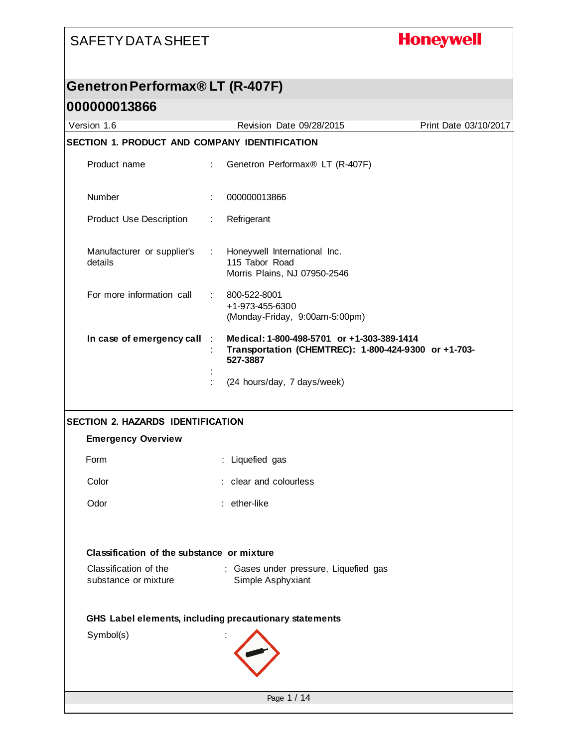# SAFETY DATA SHEET

**Honeywell**

## Genetron Performax® LT (R-407F)

## 000000013866

Version 1.6 | Revision Date 09/28/2015 | Print Date 03/10/2017

### SECTION 1. PRODUCT AND COMPANY IDENTIFICATION

| | | |
|---|---|---|
| Product name | : | Genetron Performax® LT (R-407F) |
| Number | : | 000000013866 |
| Product Use Description | : | Refrigerant |
| Manufacturer or supplier's details | : | Honeywell International Inc.<br>115 Tabor Road<br>Morris Plains, NJ 07950-2546 |
| For more information call | : | 800-522-8001<br>+1-973-455-6300<br>(Monday-Friday, 9:00am-5:00pm) |
| **In case of emergency call** | : | **Medical: 1-800-498-5701 or +1-303-389-1414** |
| | : | **Transportation (CHEMTREC): 1-800-424-9300 or +1-703-527-3887** |
| | : | |
| | : | (24 hours/day, 7 days/week) |

### SECTION 2. HAZARDS IDENTIFICATION

**Emergency Overview**

| | | |
|---|---|---|
| Form | : | Liquefied gas |
| Color | : | clear and colourless |
| Odor | : | ether-like |

**Classification of the substance or mixture**

| | | |
|---|---|---|
| Classification of the substance or mixture | : | Gases under pressure, Liquefied gas<br>Simple Asphyxiant |

**GHS Label elements, including precautionary statements**

Symbol(s) :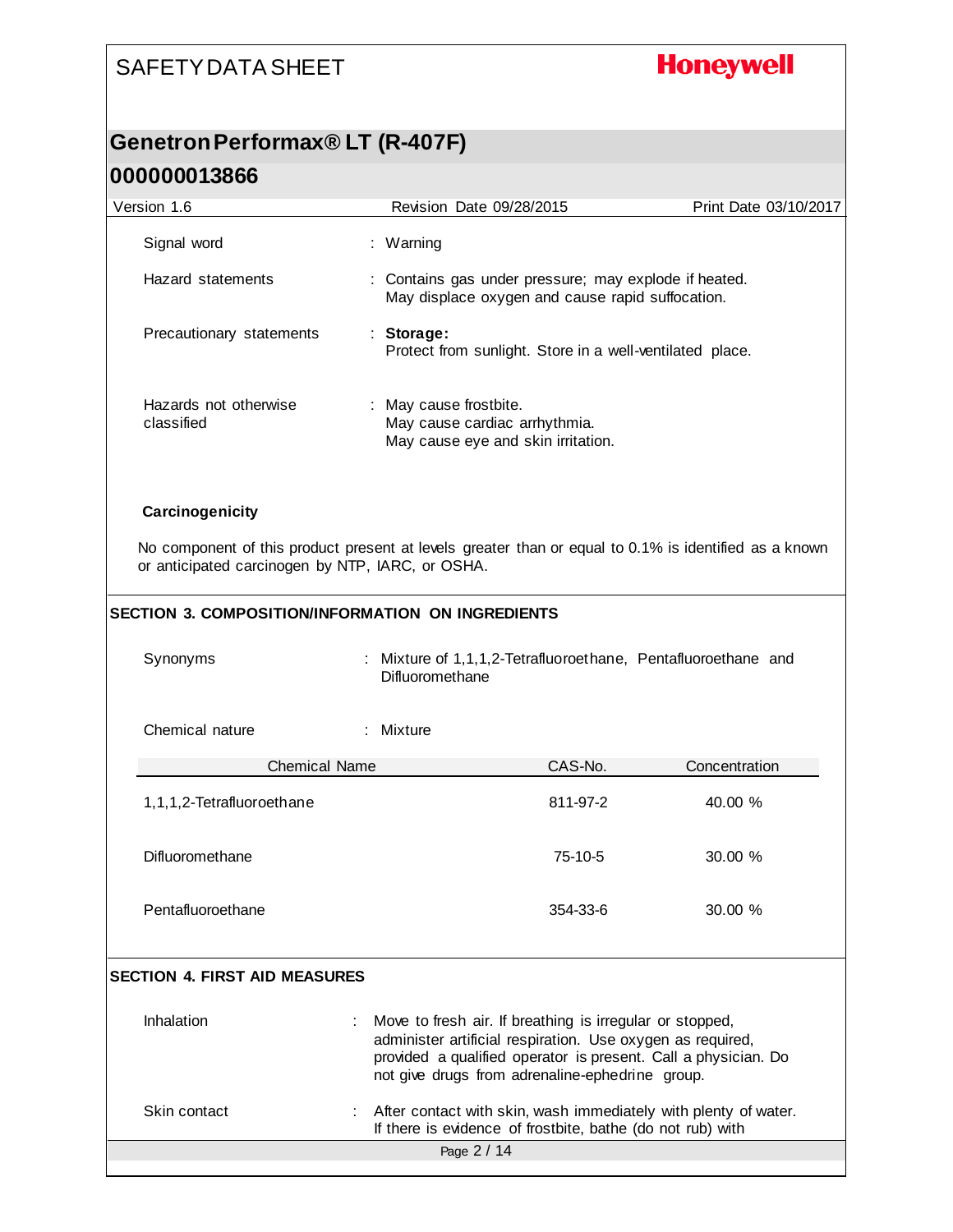| | |
|---|---|
| Signal word | : Warning |
| Hazard statements | : Contains gas under pressure; may explode if heated. May displace oxygen and cause rapid suffocation. |
| Precautionary statements | : **Storage:** Protect from sunlight. Store in a well-ventilated place. |
| Hazards not otherwise classified | : May cause frostbite. May cause cardiac arrhythmia. May cause eye and skin irritation. |

**Carcinogenicity**

No component of this product present at levels greater than or equal to 0.1% is identified as a known or anticipated carcinogen by NTP, IARC, or OSHA.

## SECTION 3. COMPOSITION/INFORMATION ON INGREDIENTS

| | |
|---|---|
| Synonyms | : Mixture of 1,1,1,2-Tetrafluoroethane, Pentafluoroethane and Difluoromethane |
| Chemical nature | : Mixture |

| Chemical Name | CAS-No. | Concentration |
|---|---|---|
| 1,1,1,2-Tetrafluoroethane | 811-97-2 | 40.00 % |
| Difluoromethane | 75-10-5 | 30.00 % |
| Pentafluoroethane | 354-33-6 | 30.00 % |

## SECTION 4. FIRST AID MEASURES

| | |
|---|---|
| Inhalation | : Move to fresh air. If breathing is irregular or stopped, administer artificial respiration. Use oxygen as required, provided a qualified operator is present. Call a physician. Do not give drugs from adrenaline-ephedrine group. |
| Skin contact | : After contact with skin, wash immediately with plenty of water. If there is evidence of frostbite, bathe (do not rub) with |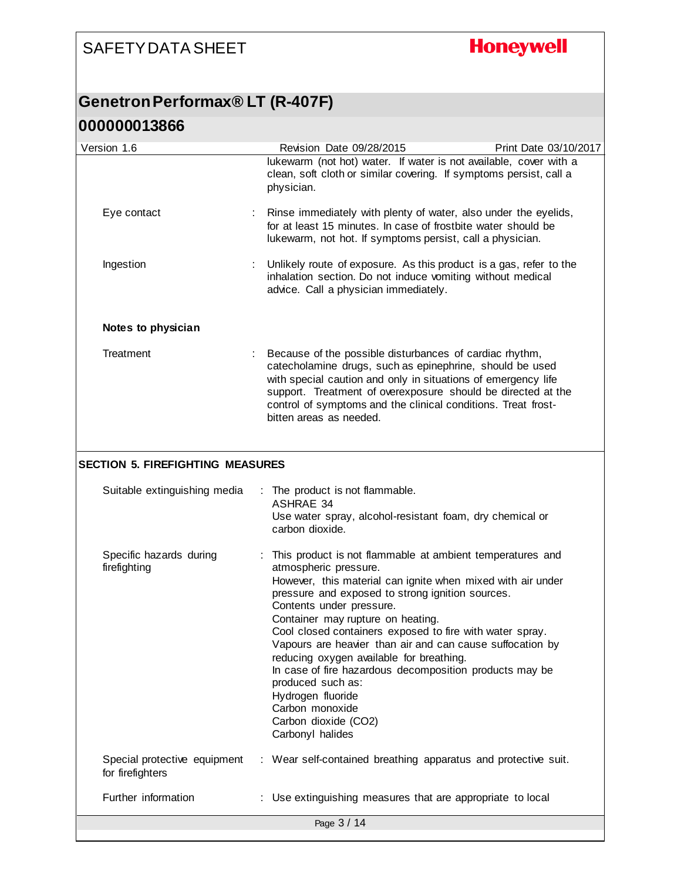lukewarm (not hot) water. If water is not available, cover with a clean, soft cloth or similar covering. If symptoms persist, call a physician.

| | |
|---|---|
| Eye contact | : Rinse immediately with plenty of water, also under the eyelids, for at least 15 minutes. In case of frostbite water should be lukewarm, not hot. If symptoms persist, call a physician. |
| Ingestion | : Unlikely route of exposure. As this product is a gas, refer to the inhalation section. Do not induce vomiting without medical advice. Call a physician immediately. |

**Notes to physician**

| | |
|---|---|
| Treatment | : Because of the possible disturbances of cardiac rhythm, catecholamine drugs, such as epinephrine, should be used with special caution and only in situations of emergency life support. Treatment of overexposure should be directed at the control of symptoms and the clinical conditions. Treat frost-bitten areas as needed. |

## SECTION 5. FIREFIGHTING MEASURES

| | |
|---|---|
| Suitable extinguishing media | : The product is not flammable.<br>ASHRAE 34<br>Use water spray, alcohol-resistant foam, dry chemical or carbon dioxide. |
| Specific hazards during firefighting | : This product is not flammable at ambient temperatures and atmospheric pressure.<br>However, this material can ignite when mixed with air under pressure and exposed to strong ignition sources.<br>Contents under pressure.<br>Container may rupture on heating.<br>Cool closed containers exposed to fire with water spray.<br>Vapours are heavier than air and can cause suffocation by reducing oxygen available for breathing.<br>In case of fire hazardous decomposition products may be produced such as:<br>Hydrogen fluoride<br>Carbon monoxide<br>Carbon dioxide ($CO_2$)<br>Carbonyl halides |
| Special protective equipment for firefighters | : Wear self-contained breathing apparatus and protective suit. |
| Further information | : Use extinguishing measures that are appropriate to local |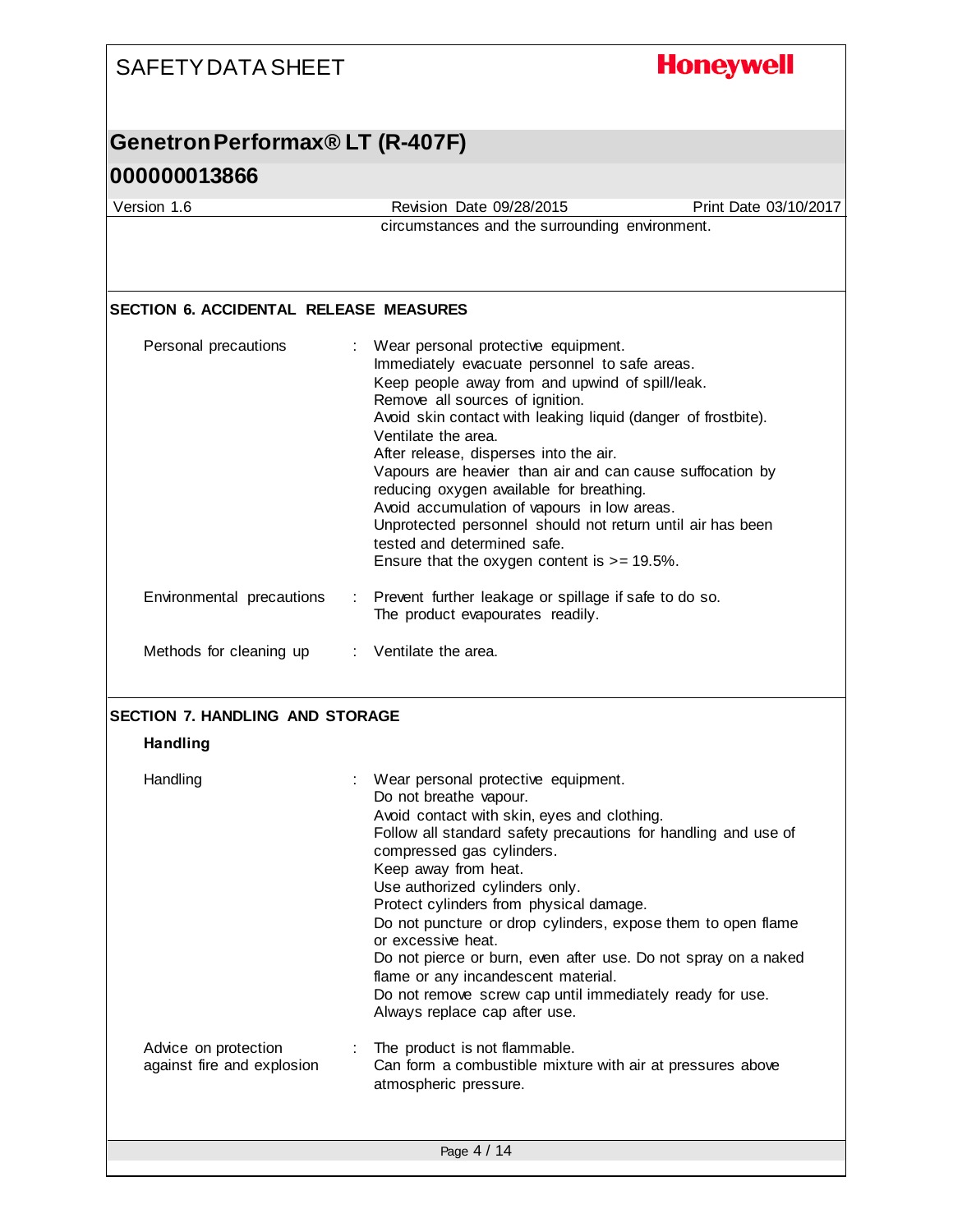circumstances and the surrounding environment.

## SECTION 6. ACCIDENTAL RELEASE MEASURES

| | |
|---|---|
| Personal precautions | Wear personal protective equipment.<br>Immediately evacuate personnel to safe areas.<br>Keep people away from and upwind of spill/leak.<br>Remove all sources of ignition.<br>Avoid skin contact with leaking liquid (danger of frostbite).<br>Ventilate the area.<br>After release, disperses into the air.<br>Vapours are heavier than air and can cause suffocation by reducing oxygen available for breathing.<br>Avoid accumulation of vapours in low areas.<br>Unprotected personnel should not return until air has been tested and determined safe.<br>Ensure that the oxygen content is >= 19.5%. |
| Environmental precautions | Prevent further leakage or spillage if safe to do so.<br>The product evapourates readily. |
| Methods for cleaning up | Ventilate the area. |

## SECTION 7. HANDLING AND STORAGE

### Handling

| | |
|---|---|
| Handling | Wear personal protective equipment.<br>Do not breathe vapour.<br>Avoid contact with skin, eyes and clothing.<br>Follow all standard safety precautions for handling and use of compressed gas cylinders.<br>Keep away from heat.<br>Use authorized cylinders only.<br>Protect cylinders from physical damage.<br>Do not puncture or drop cylinders, expose them to open flame or excessive heat.<br>Do not pierce or burn, even after use. Do not spray on a naked flame or any incandescent material.<br>Do not remove screw cap until immediately ready for use.<br>Always replace cap after use. |
| Advice on protection against fire and explosion | The product is not flammable.<br>Can form a combustible mixture with air at pressures above atmospheric pressure. |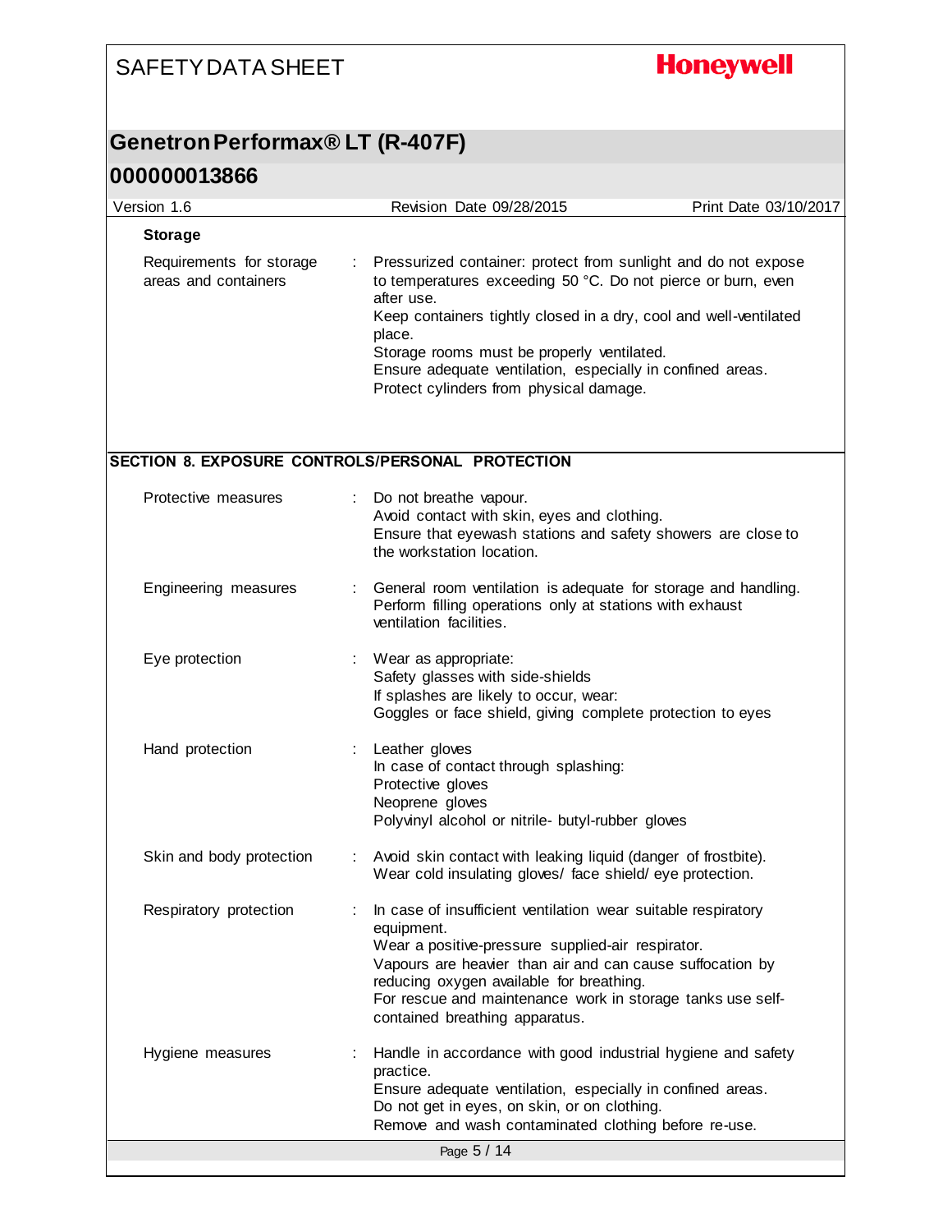**Storage**

| | |
|---|---|
| Requirements for storage areas and containers | : Pressurized container: protect from sunlight and do not expose to temperatures exceeding 50 °C. Do not pierce or burn, even after use.<br>Keep containers tightly closed in a dry, cool and well-ventilated place.<br>Storage rooms must be properly ventilated.<br>Ensure adequate ventilation, especially in confined areas.<br>Protect cylinders from physical damage. |

## SECTION 8. EXPOSURE CONTROLS/PERSONAL PROTECTION

| | |
|---|---|
| Protective measures | : Do not breathe vapour.<br>Avoid contact with skin, eyes and clothing.<br>Ensure that eyewash stations and safety showers are close to the workstation location. |
| Engineering measures | : General room ventilation is adequate for storage and handling.<br>Perform filling operations only at stations with exhaust ventilation facilities. |
| Eye protection | : Wear as appropriate:<br>Safety glasses with side-shields<br>If splashes are likely to occur, wear:<br>Goggles or face shield, giving complete protection to eyes |
| Hand protection | : Leather gloves<br>In case of contact through splashing:<br>Protective gloves<br>Neoprene gloves<br>Polyvinyl alcohol or nitrile- butyl-rubber gloves |
| Skin and body protection | : Avoid skin contact with leaking liquid (danger of frostbite).<br>Wear cold insulating gloves/ face shield/ eye protection. |
| Respiratory protection | : In case of insufficient ventilation wear suitable respiratory equipment.<br>Wear a positive-pressure supplied-air respirator.<br>Vapours are heavier than air and can cause suffocation by reducing oxygen available for breathing.<br>For rescue and maintenance work in storage tanks use self-contained breathing apparatus. |
| Hygiene measures | : Handle in accordance with good industrial hygiene and safety practice.<br>Ensure adequate ventilation, especially in confined areas.<br>Do not get in eyes, on skin, or on clothing.<br>Remove and wash contaminated clothing before re-use. |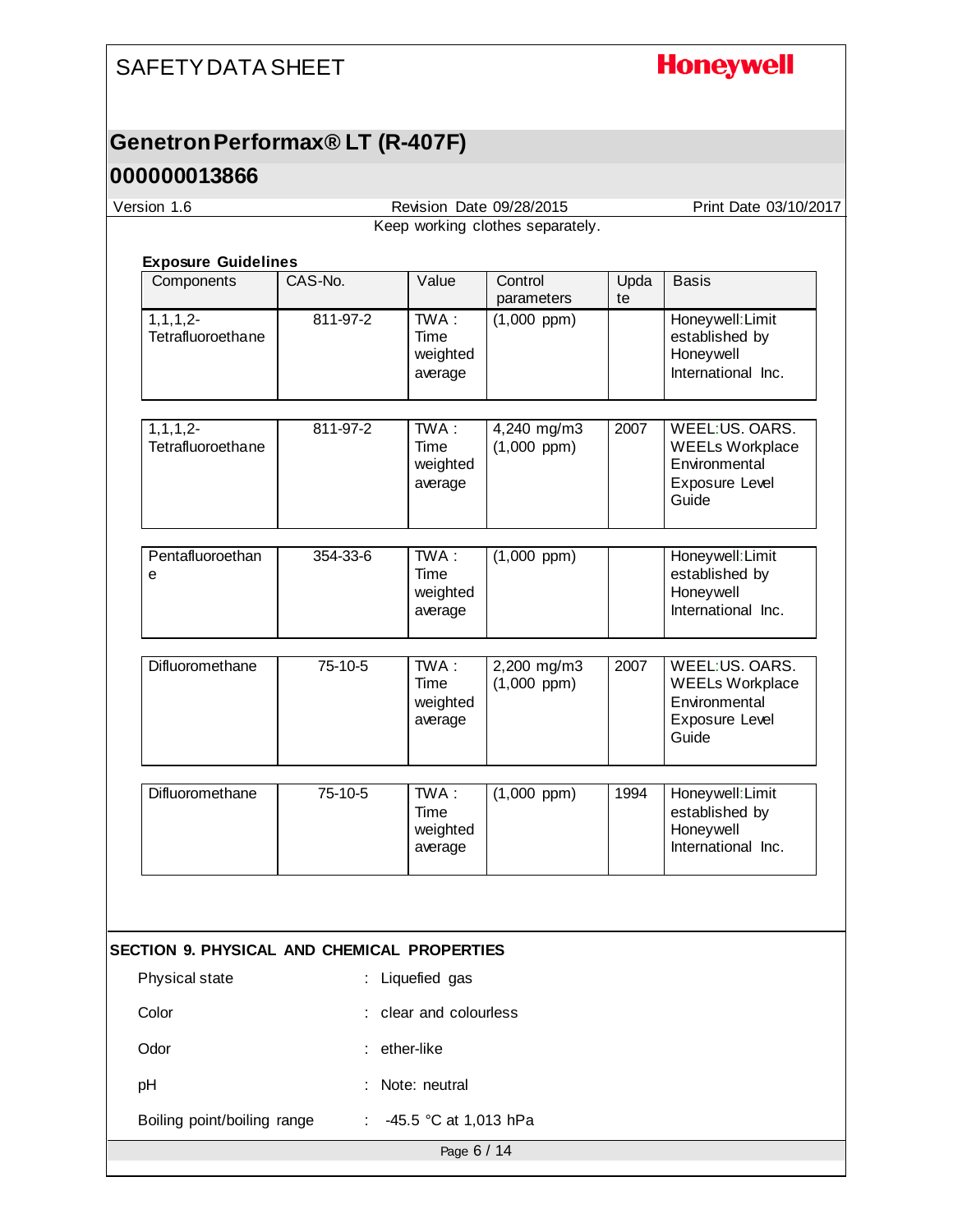Keep working clothes separately.

**Exposure Guidelines**

| Components | CAS-No. | Value | Control parameters | Update | Basis |
|---|---|---|---|---|---|
| 1,1,1,2-Tetrafluoroethane | 811-97-2 | TWA : Time weighted average | (1,000 ppm) | | Honeywell:Limit established by Honeywell International Inc. |
| 1,1,1,2-Tetrafluoroethane | 811-97-2 | TWA : Time weighted average | 4,240 mg/m3 (1,000 ppm) | 2007 | WEEL:US. OARS. WEELs Workplace Environmental Exposure Level Guide |
| Pentafluoroethane | 354-33-6 | TWA : Time weighted average | (1,000 ppm) | | Honeywell:Limit established by Honeywell International Inc. |
| Difluoromethane | 75-10-5 | TWA : Time weighted average | 2,200 mg/m3 (1,000 ppm) | 2007 | WEEL:US. OARS. WEELs Workplace Environmental Exposure Level Guide |
| Difluoromethane | 75-10-5 | TWA : Time weighted average | (1,000 ppm) | 1994 | Honeywell:Limit established by Honeywell International Inc. |

## SECTION 9. PHYSICAL AND CHEMICAL PROPERTIES

Physical state : Liquefied gas

Color : clear and colourless

Odor : ether-like

pH : Note: neutral

Boiling point/boiling range : -45.5 °C at 1,013 hPa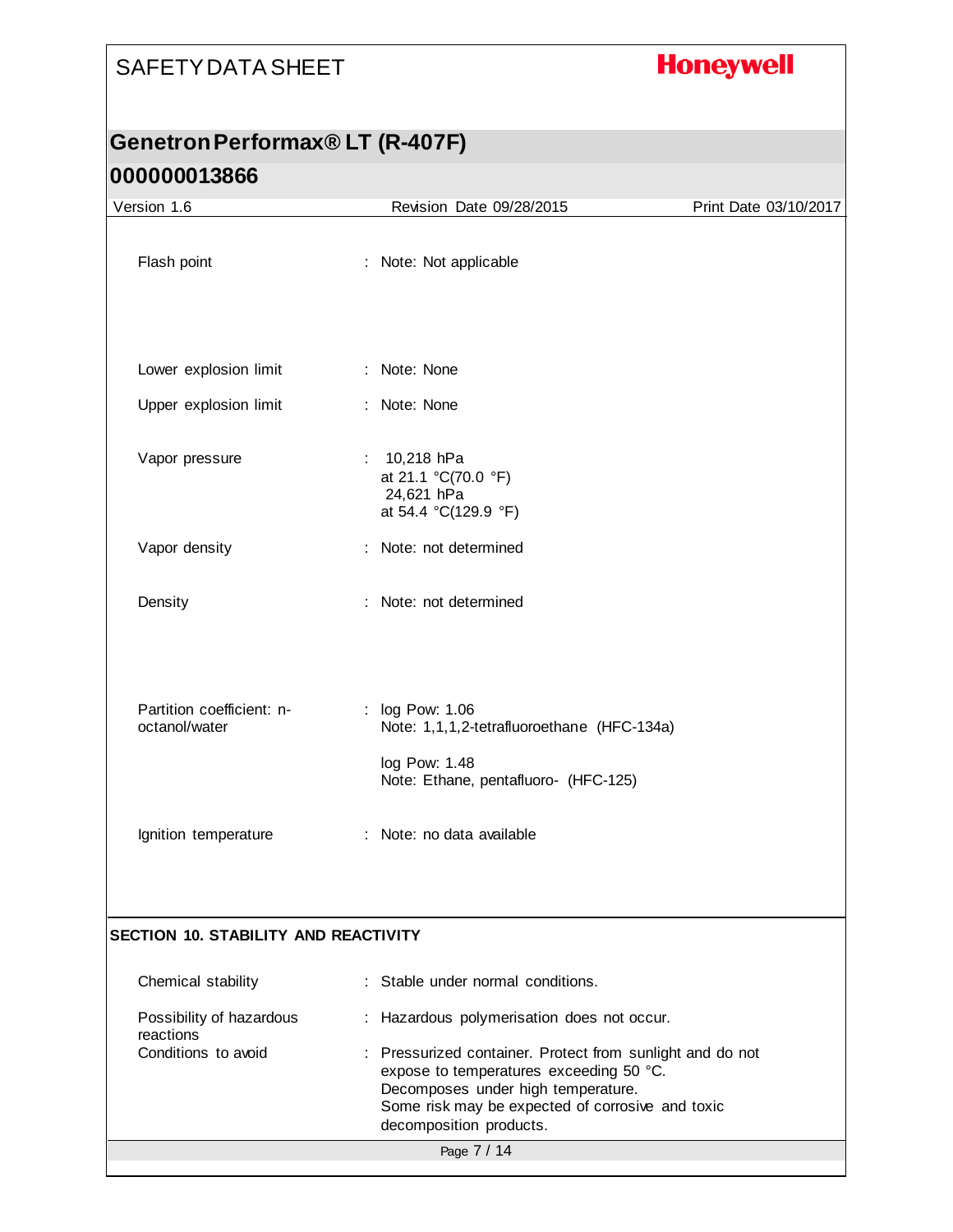| | | |
|---|---|---|
| Flash point | : | Note: Not applicable |
| Lower explosion limit | : | Note: None |
| Upper explosion limit | : | Note: None |
| Vapor pressure | : | 10,218 hPa<br>at 21.1 °C(70.0 °F)<br>24,621 hPa<br>at 54.4 °C(129.9 °F) |
| Vapor density | : | Note: not determined |
| Density | : | Note: not determined |
| Partition coefficient: n-octanol/water | : | log Pow: 1.06<br>Note: 1,1,1,2-tetrafluoroethane (HFC-134a)<br><br>log Pow: 1.48<br>Note: Ethane, pentafluoro- (HFC-125) |
| Ignition temperature | : | Note: no data available |

## SECTION 10. STABILITY AND REACTIVITY

| | | |
|---|---|---|
| Chemical stability | : | Stable under normal conditions. |
| Possibility of hazardous reactions | : | Hazardous polymerisation does not occur. |
| Conditions to avoid | : | Pressurized container. Protect from sunlight and do not expose to temperatures exceeding 50 °C.<br>Decomposes under high temperature.<br>Some risk may be expected of corrosive and toxic decomposition products. |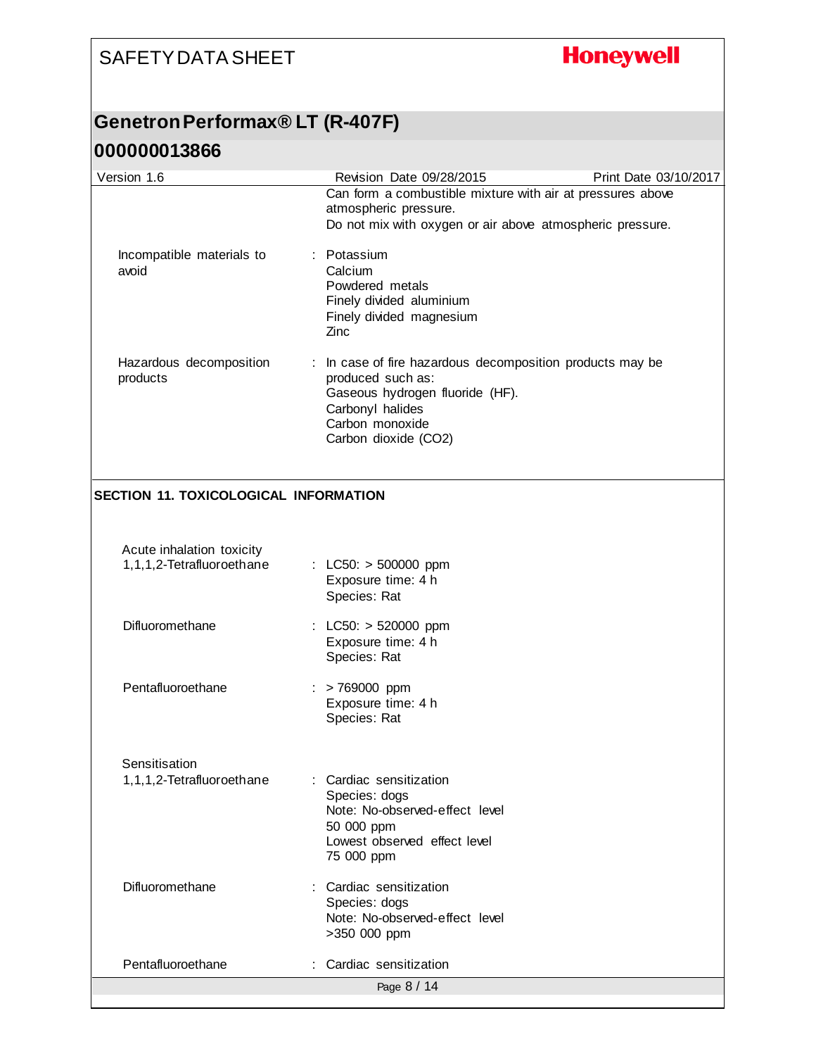Can form a combustible mixture with air at pressures above atmospheric pressure.
Do not mix with oxygen or air above atmospheric pressure.

| | |
|---|---|
| Incompatible materials to avoid | : Potassium<br>Calcium<br>Powdered metals<br>Finely divided aluminium<br>Finely divided magnesium<br>Zinc |
| Hazardous decomposition products | : In case of fire hazardous decomposition products may be produced such as:<br>Gaseous hydrogen fluoride (HF).<br>Carbonyl halides<br>Carbon monoxide<br>Carbon dioxide ($CO_2$) |

## SECTION 11. TOXICOLOGICAL INFORMATION

**Acute inhalation toxicity**

| | |
|---|---|
| 1,1,1,2-Tetrafluoroethane | : LC50: > 500000 ppm<br>Exposure time: 4 h<br>Species: Rat |
| Difluoromethane | : LC50: > 520000 ppm<br>Exposure time: 4 h<br>Species: Rat |
| Pentafluoroethane | : > 769000 ppm<br>Exposure time: 4 h<br>Species: Rat |

**Sensitisation**

| | |
|---|---|
| 1,1,1,2-Tetrafluoroethane | : Cardiac sensitization<br>Species: dogs<br>Note: No-observed-effect level<br>50 000 ppm<br>Lowest observed effect level<br>75 000 ppm |
| Difluoromethane | : Cardiac sensitization<br>Species: dogs<br>Note: No-observed-effect level<br>>350 000 ppm |
| Pentafluoroethane | : Cardiac sensitization |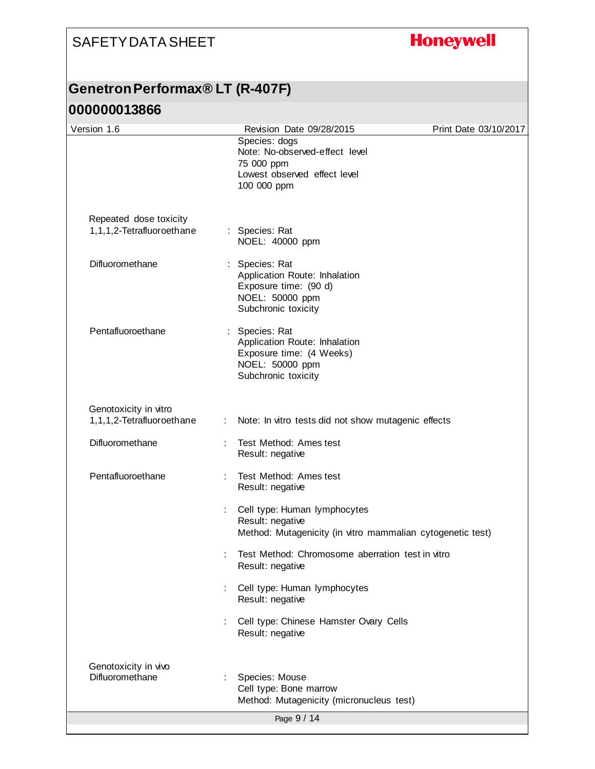Species: dogs
Note: No-observed-effect level
75 000 ppm
Lowest observed effect level
100 000 ppm

**Repeated dose toxicity**

| | |
|---|---|
| 1,1,1,2-Tetrafluoroethane | : Species: Rat<br>NOEL: 40000 ppm |
| Difluoromethane | : Species: Rat<br>Application Route: Inhalation<br>Exposure time: (90 d)<br>NOEL: 50000 ppm<br>Subchronic toxicity |
| Pentafluoroethane | : Species: Rat<br>Application Route: Inhalation<br>Exposure time: (4 Weeks)<br>NOEL: 50000 ppm<br>Subchronic toxicity |

**Genotoxicity in vitro**

| | |
|---|---|
| 1,1,1,2-Tetrafluoroethane | : Note: In vitro tests did not show mutagenic effects |
| Difluoromethane | : Test Method: Ames test<br>Result: negative |
| Pentafluoroethane | : Test Method: Ames test<br>Result: negative |
| | : Cell type: Human lymphocytes<br>Result: negative<br>Method: Mutagenicity (in vitro mammalian cytogenetic test) |
| | : Test Method: Chromosome aberration test in vitro<br>Result: negative |
| | : Cell type: Human lymphocytes<br>Result: negative |
| | : Cell type: Chinese Hamster Ovary Cells<br>Result: negative |

**Genotoxicity in vivo**

| | |
|---|---|
| Difluoromethane | : Species: Mouse<br>Cell type: Bone marrow<br>Method: Mutagenicity (micronucleus test) |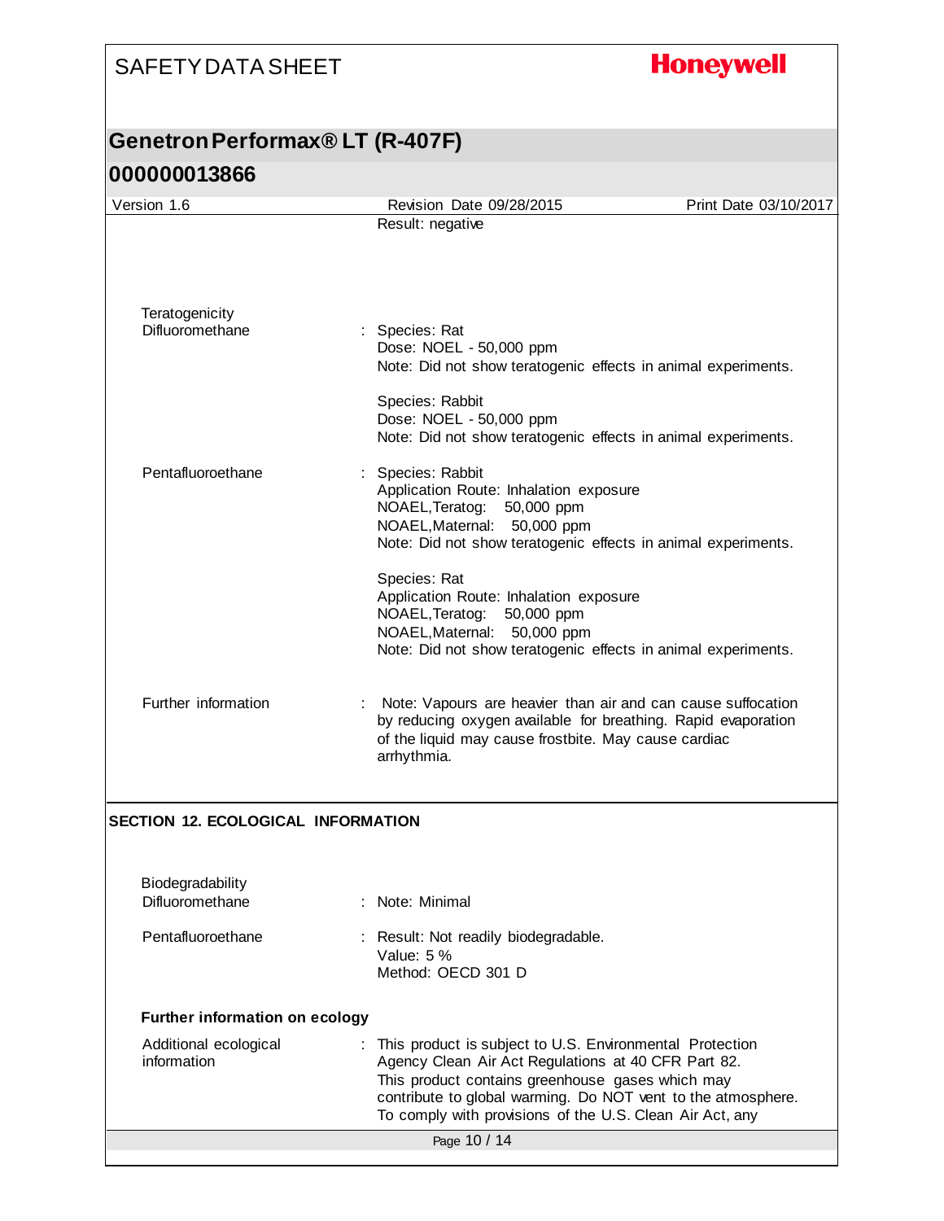Result: negative

**Teratogenicity**

| | | |
|---|---|---|
| Difluoromethane | : | Species: Rat<br>Dose: NOEL - 50,000 ppm<br>Note: Did not show teratogenic effects in animal experiments.<br><br>Species: Rabbit<br>Dose: NOEL - 50,000 ppm<br>Note: Did not show teratogenic effects in animal experiments. |
| Pentafluoroethane | : | Species: Rabbit<br>Application Route: Inhalation exposure<br>NOAEL,Teratog: 50,000 ppm<br>NOAEL,Maternal: 50,000 ppm<br>Note: Did not show teratogenic effects in animal experiments.<br><br>Species: Rat<br>Application Route: Inhalation exposure<br>NOAEL,Teratog: 50,000 ppm<br>NOAEL,Maternal: 50,000 ppm<br>Note: Did not show teratogenic effects in animal experiments. |

| | | |
|---|---|---|
| Further information | : | Note: Vapours are heavier than air and can cause suffocation by reducing oxygen available for breathing. Rapid evaporation of the liquid may cause frostbite. May cause cardiac arrhythmia. |

## SECTION 12. ECOLOGICAL INFORMATION

**Biodegradability**

| | | |
|---|---|---|
| Difluoromethane | : | Note: Minimal |
| Pentafluoroethane | : | Result: Not readily biodegradable.<br>Value: 5 %<br>Method: OECD 301 D |

### Further information on ecology

| | | |
|---|---|---|
| Additional ecological information | : | This product is subject to U.S. Environmental Protection Agency Clean Air Act Regulations at 40 CFR Part 82.<br>This product contains greenhouse gases which may contribute to global warming. Do NOT vent to the atmosphere.<br>To comply with provisions of the U.S. Clean Air Act, any |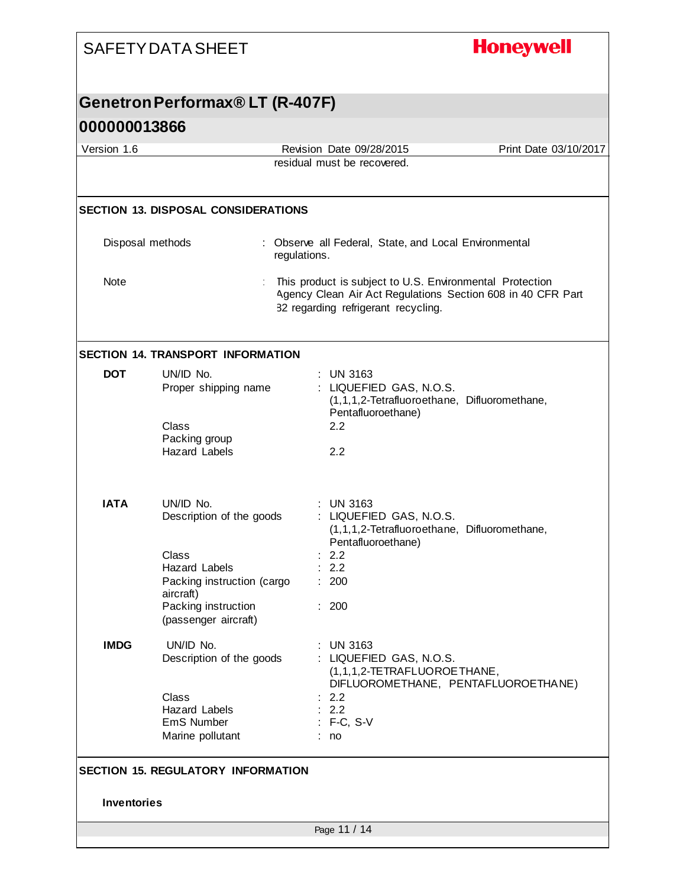residual must be recovered.

## SECTION 13. DISPOSAL CONSIDERATIONS

| | |
|---|---|
| Disposal methods | : Observe all Federal, State, and Local Environmental regulations. |
| Note | : This product is subject to U.S. Environmental Protection Agency Clean Air Act Regulations Section 608 in 40 CFR Part 82 regarding refrigerant recycling. |

## SECTION 14. TRANSPORT INFORMATION

**DOT**

| | |
|---|---|
| UN/ID No. | : UN 3163 |
| Proper shipping name | : LIQUEFIED GAS, N.O.S. (1,1,1,2-Tetrafluoroethane, Difluoromethane, Pentafluoroethane) |
| Class | 2.2 |
| Packing group | |
| Hazard Labels | 2.2 |

**IATA**

| | |
|---|---|
| UN/ID No. | : UN 3163 |
| Description of the goods | : LIQUEFIED GAS, N.O.S. (1,1,1,2-Tetrafluoroethane, Difluoromethane, Pentafluoroethane) |
| Class | : 2.2 |
| Hazard Labels | : 2.2 |
| Packing instruction (cargo aircraft) | : 200 |
| Packing instruction (passenger aircraft) | : 200 |

**IMDG**

| | |
|---|---|
| UN/ID No. | : UN 3163 |
| Description of the goods | : LIQUEFIED GAS, N.O.S. (1,1,1,2-TETRAFLUOROETHANE, DIFLUOROMETHANE, PENTAFLUOROETHANE) |
| Class | : 2.2 |
| Hazard Labels | : 2.2 |
| EmS Number | : F-C, S-V |
| Marine pollutant | : no |

## SECTION 15. REGULATORY INFORMATION

**Inventories**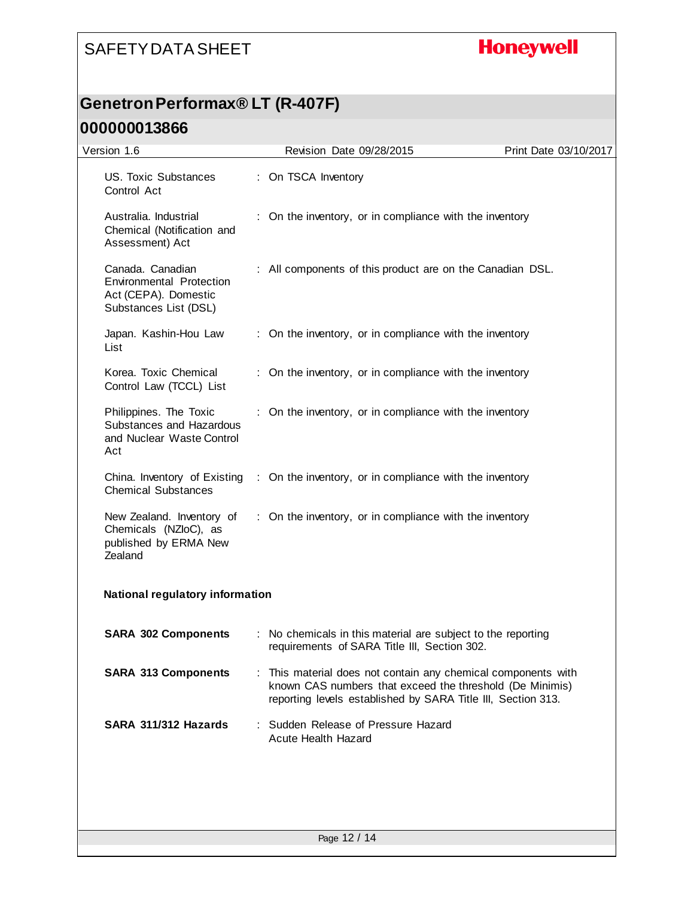| | |
|---|---|
| US. Toxic Substances Control Act | : On TSCA Inventory |
| Australia. Industrial Chemical (Notification and Assessment) Act | : On the inventory, or in compliance with the inventory |
| Canada. Canadian Environmental Protection Act (CEPA). Domestic Substances List (DSL) | : All components of this product are on the Canadian DSL. |
| Japan. Kashin-Hou Law List | : On the inventory, or in compliance with the inventory |
| Korea. Toxic Chemical Control Law (TCCL) List | : On the inventory, or in compliance with the inventory |
| Philippines. The Toxic Substances and Hazardous and Nuclear Waste Control Act | : On the inventory, or in compliance with the inventory |
| China. Inventory of Existing Chemical Substances | : On the inventory, or in compliance with the inventory |
| New Zealand. Inventory of Chemicals (NZIoC), as published by ERMA New Zealand | : On the inventory, or in compliance with the inventory |

**National regulatory information**

| | |
|---|---|
| **SARA 302 Components** | : No chemicals in this material are subject to the reporting requirements of SARA Title III, Section 302. |
| **SARA 313 Components** | : This material does not contain any chemical components with known CAS numbers that exceed the threshold (De Minimis) reporting levels established by SARA Title III, Section 313. |
| **SARA 311/312 Hazards** | : Sudden Release of Pressure Hazard<br>Acute Health Hazard |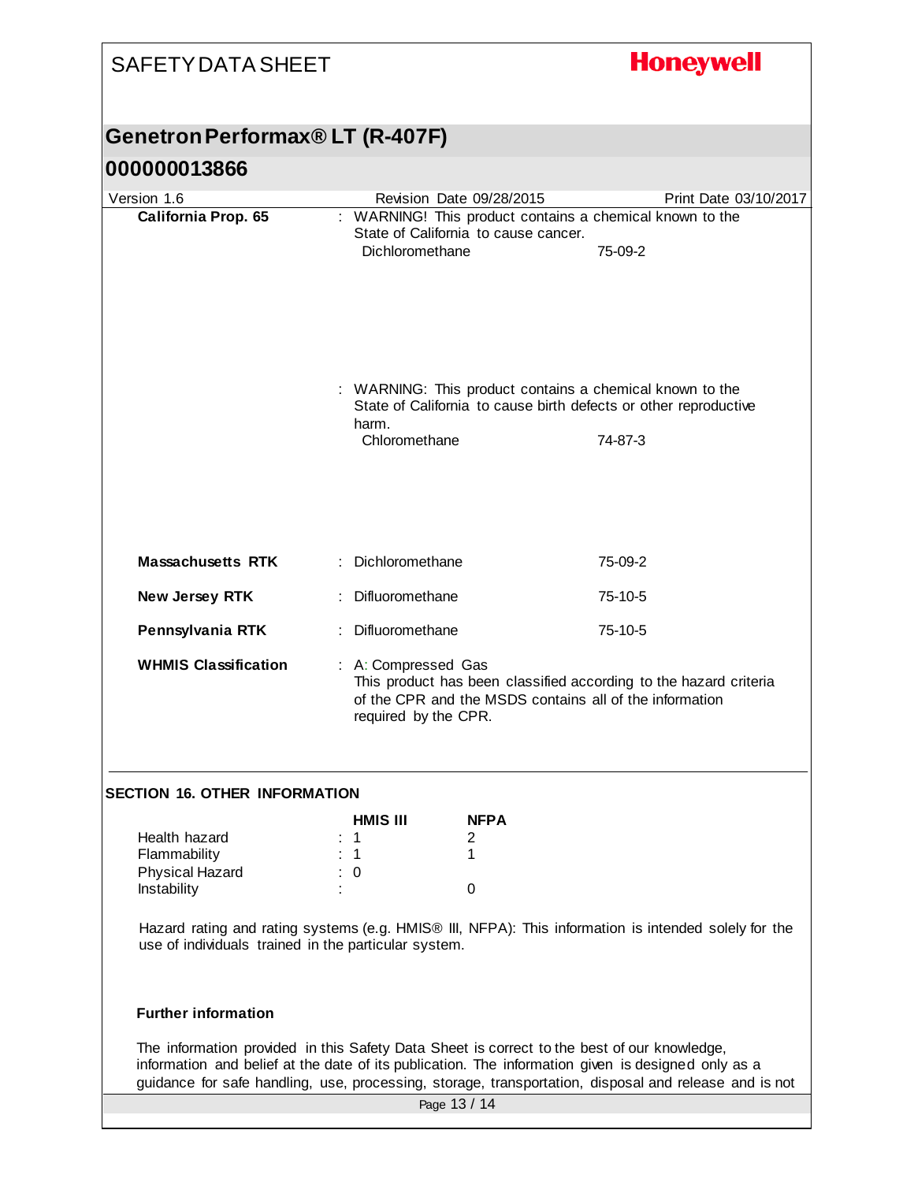**California Prop. 65** : WARNING! This product contains a chemical known to the State of California to cause cancer.

| | |
|---|---|
| Dichloromethane | 75-09-2 |

: WARNING: This product contains a chemical known to the State of California to cause birth defects or other reproductive harm.

| | |
|---|---|
| Chloromethane | 74-87-3 |

| | | |
|---|---|---|
| **Massachusetts RTK** | : Dichloromethane | 75-09-2 |
| **New Jersey RTK** | : Difluoromethane | 75-10-5 |
| **Pennsylvania RTK** | : Difluoromethane | 75-10-5 |

**WHMIS Classification** : A: Compressed Gas
This product has been classified according to the hazard criteria of the CPR and the MSDS contains all of the information required by the CPR.

## SECTION 16. OTHER INFORMATION

| | HMIS III | NFPA |
|---|---|---|
| Health hazard | 1 | 2 |
| Flammability | 1 | 1 |
| Physical Hazard | 0 | |
| Instability | | 0 |

Hazard rating and rating systems (e.g. HMIS® III, NFPA): This information is intended solely for the use of individuals trained in the particular system.

### Further information

The information provided in this Safety Data Sheet is correct to the best of our knowledge, information and belief at the date of its publication. The information given is designed only as a guidance for safe handling, use, processing, storage, transportation, disposal and release and is not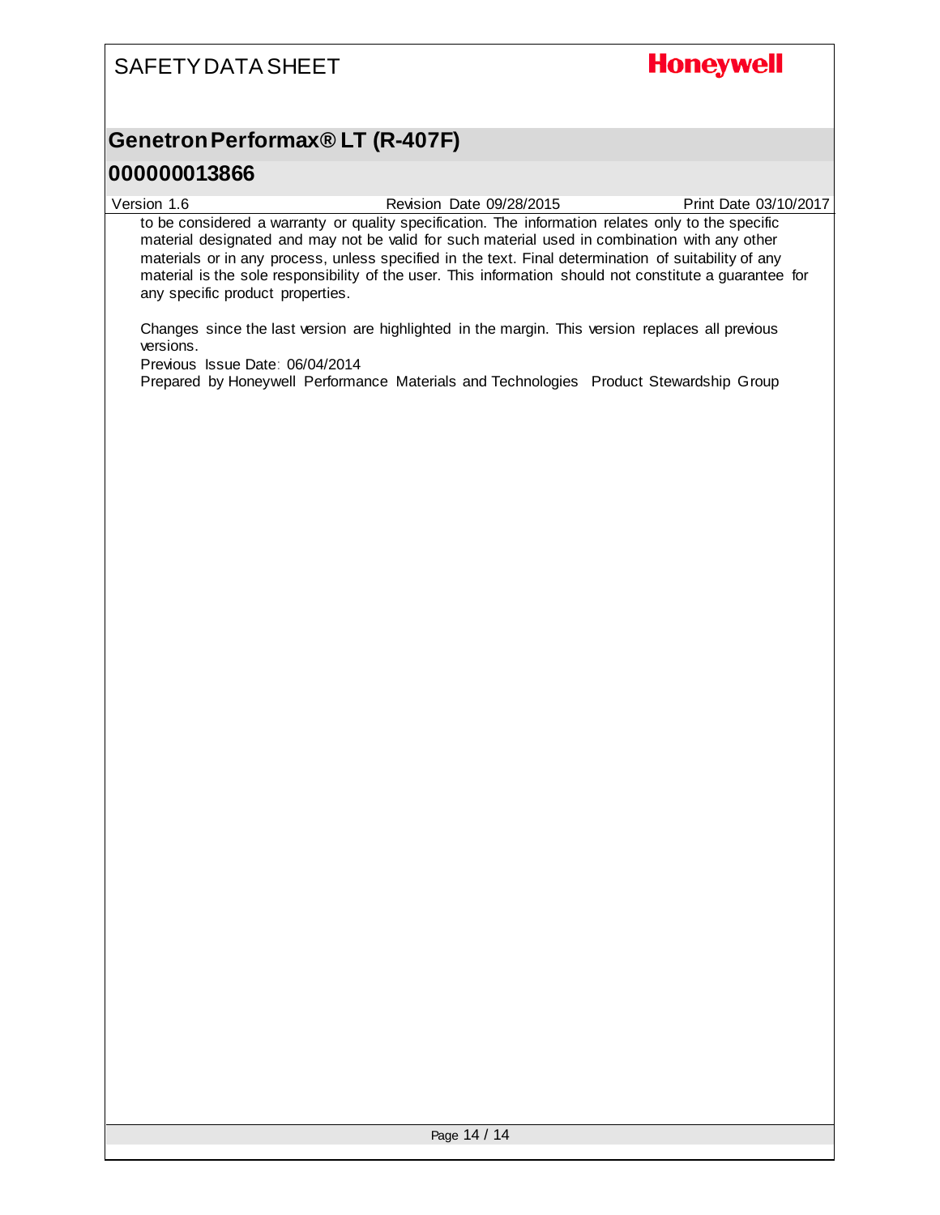to be considered a warranty or quality specification. The information relates only to the specific material designated and may not be valid for such material used in combination with any other materials or in any process, unless specified in the text. Final determination of suitability of any material is the sole responsibility of the user. This information should not constitute a guarantee for any specific product properties.

Changes since the last version are highlighted in the margin. This version replaces all previous versions.
Previous Issue Date: 06/04/2014
Prepared by Honeywell Performance Materials and Technologies Product Stewardship Group